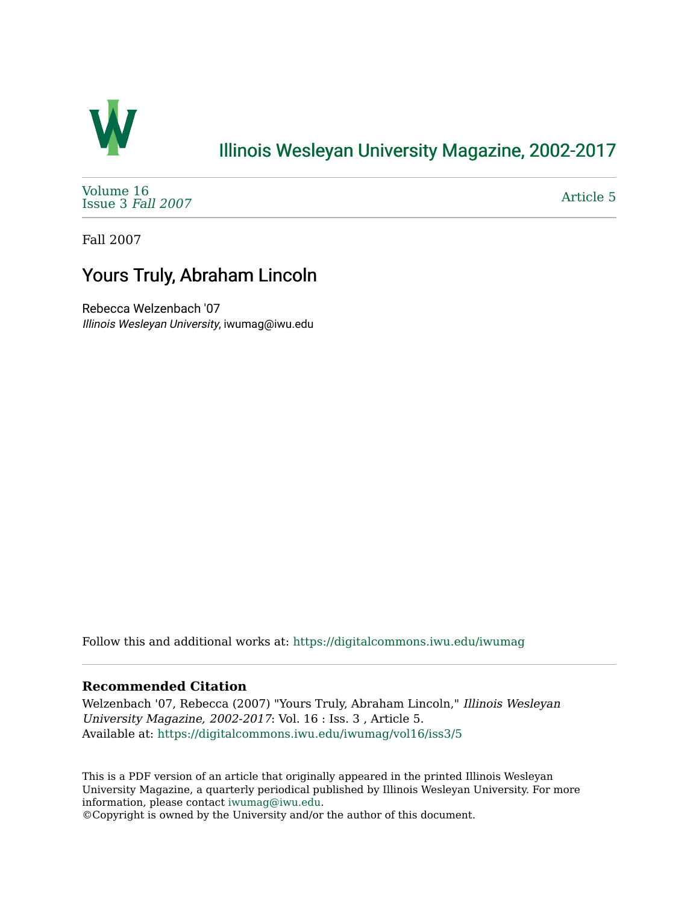# Illinois Wesleyan University Magazine, 2002-2017

Volume 16
Issue 3 *Fall 2007*

Article 5

Fall 2007

## Yours Truly, Abraham Lincoln

Rebecca Welzenbach '07
*Illinois Wesleyan University*, iwumag@iwu.edu

Follow this and additional works at: https://digitalcommons.iwu.edu/iwumag

### Recommended Citation

Welzenbach '07, Rebecca (2007) "Yours Truly, Abraham Lincoln," *Illinois Wesleyan University Magazine, 2002-2017*: Vol. 16 : Iss. 3 , Article 5.
Available at: https://digitalcommons.iwu.edu/iwumag/vol16/iss3/5

This is a PDF version of an article that originally appeared in the printed Illinois Wesleyan University Magazine, a quarterly periodical published by Illinois Wesleyan University. For more information, please contact iwumag@iwu.edu.
©Copyright is owned by the University and/or the author of this document.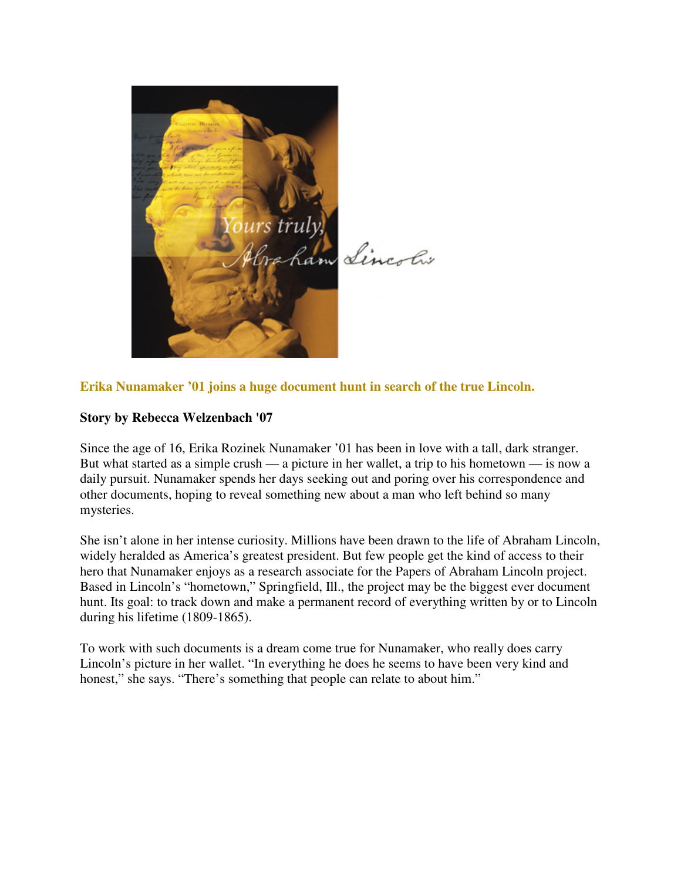**Erika Nunamaker '01 joins a huge document hunt in search of the true Lincoln.**

**Story by Rebecca Welzenbach '07**

Since the age of 16, Erika Rozinek Nunamaker '01 has been in love with a tall, dark stranger. But what started as a simple crush — a picture in her wallet, a trip to his hometown — is now a daily pursuit. Nunamaker spends her days seeking out and poring over his correspondence and other documents, hoping to reveal something new about a man who left behind so many mysteries.

She isn't alone in her intense curiosity. Millions have been drawn to the life of Abraham Lincoln, widely heralded as America's greatest president. But few people get the kind of access to their hero that Nunamaker enjoys as a research associate for the Papers of Abraham Lincoln project. Based in Lincoln's "hometown," Springfield, Ill., the project may be the biggest ever document hunt. Its goal: to track down and make a permanent record of everything written by or to Lincoln during his lifetime (1809-1865).

To work with such documents is a dream come true for Nunamaker, who really does carry Lincoln's picture in her wallet. "In everything he does he seems to have been very kind and honest," she says. "There's something that people can relate to about him."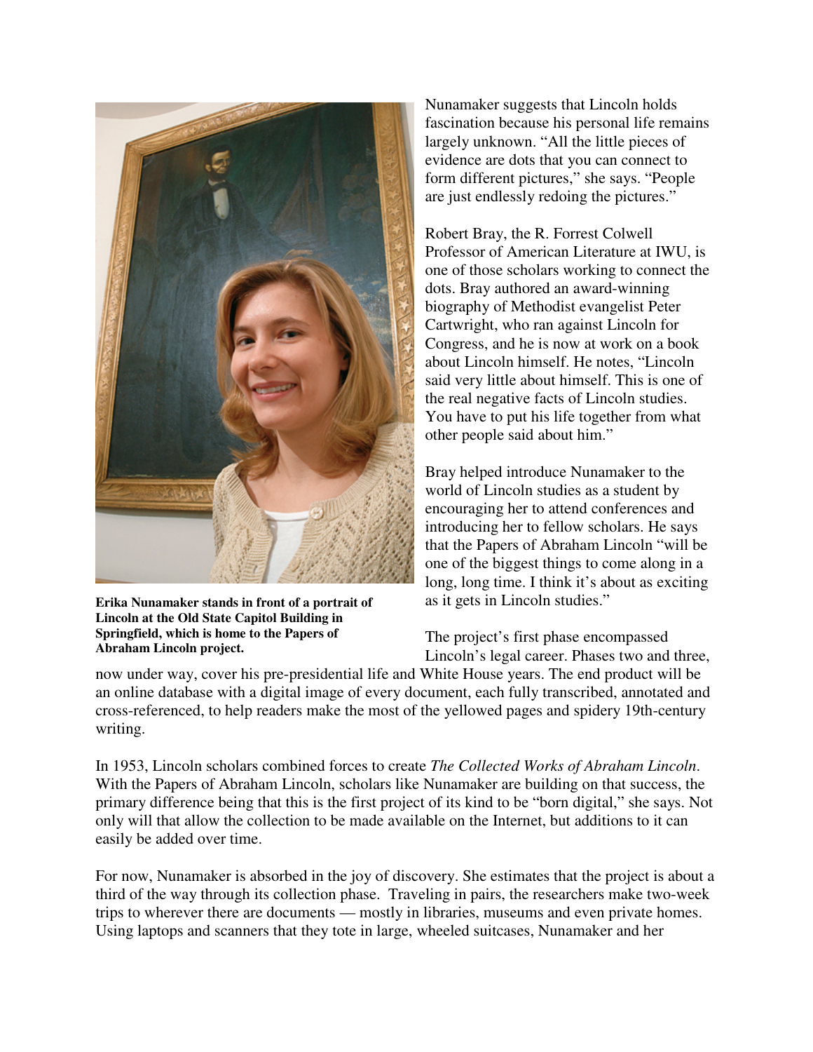**Erika Nunamaker stands in front of a portrait of Lincoln at the Old State Capitol Building in Springfield, which is home to the Papers of Abraham Lincoln project.**

Nunamaker suggests that Lincoln holds fascination because his personal life remains largely unknown. "All the little pieces of evidence are dots that you can connect to form different pictures," she says. "People are just endlessly redoing the pictures."

Robert Bray, the R. Forrest Colwell Professor of American Literature at IWU, is one of those scholars working to connect the dots. Bray authored an award-winning biography of Methodist evangelist Peter Cartwright, who ran against Lincoln for Congress, and he is now at work on a book about Lincoln himself. He notes, "Lincoln said very little about himself. This is one of the real negative facts of Lincoln studies. You have to put his life together from what other people said about him."

Bray helped introduce Nunamaker to the world of Lincoln studies as a student by encouraging her to attend conferences and introducing her to fellow scholars. He says that the Papers of Abraham Lincoln "will be one of the biggest things to come along in a long, long time. I think it's about as exciting as it gets in Lincoln studies."

The project's first phase encompassed Lincoln's legal career. Phases two and three, now under way, cover his pre-presidential life and White House years. The end product will be an online database with a digital image of every document, each fully transcribed, annotated and cross-referenced, to help readers make the most of the yellowed pages and spidery 19th-century writing.

In 1953, Lincoln scholars combined forces to create *The Collected Works of Abraham Lincoln*. With the Papers of Abraham Lincoln, scholars like Nunamaker are building on that success, the primary difference being that this is the first project of its kind to be "born digital," she says. Not only will that allow the collection to be made available on the Internet, but additions to it can easily be added over time.

For now, Nunamaker is absorbed in the joy of discovery. She estimates that the project is about a third of the way through its collection phase. Traveling in pairs, the researchers make two-week trips to wherever there are documents — mostly in libraries, museums and even private homes. Using laptops and scanners that they tote in large, wheeled suitcases, Nunamaker and her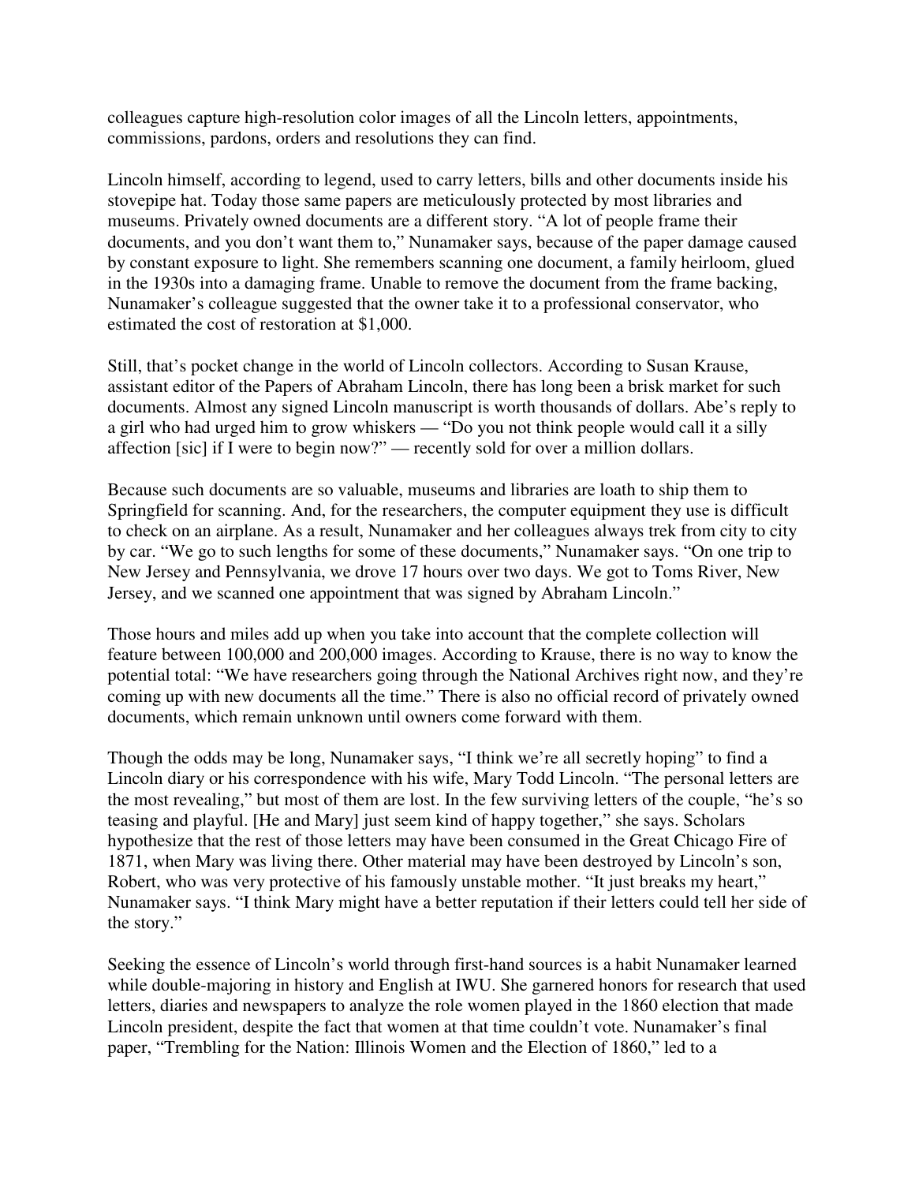colleagues capture high-resolution color images of all the Lincoln letters, appointments, commissions, pardons, orders and resolutions they can find.

Lincoln himself, according to legend, used to carry letters, bills and other documents inside his stovepipe hat. Today those same papers are meticulously protected by most libraries and museums. Privately owned documents are a different story. "A lot of people frame their documents, and you don't want them to," Nunamaker says, because of the paper damage caused by constant exposure to light. She remembers scanning one document, a family heirloom, glued in the 1930s into a damaging frame. Unable to remove the document from the frame backing, Nunamaker's colleague suggested that the owner take it to a professional conservator, who estimated the cost of restoration at $1,000.

Still, that's pocket change in the world of Lincoln collectors. According to Susan Krause, assistant editor of the Papers of Abraham Lincoln, there has long been a brisk market for such documents. Almost any signed Lincoln manuscript is worth thousands of dollars. Abe's reply to a girl who had urged him to grow whiskers — "Do you not think people would call it a silly affection [sic] if I were to begin now?" — recently sold for over a million dollars.

Because such documents are so valuable, museums and libraries are loath to ship them to Springfield for scanning. And, for the researchers, the computer equipment they use is difficult to check on an airplane. As a result, Nunamaker and her colleagues always trek from city to city by car. "We go to such lengths for some of these documents," Nunamaker says. "On one trip to New Jersey and Pennsylvania, we drove 17 hours over two days. We got to Toms River, New Jersey, and we scanned one appointment that was signed by Abraham Lincoln."

Those hours and miles add up when you take into account that the complete collection will feature between 100,000 and 200,000 images. According to Krause, there is no way to know the potential total: "We have researchers going through the National Archives right now, and they're coming up with new documents all the time." There is also no official record of privately owned documents, which remain unknown until owners come forward with them.

Though the odds may be long, Nunamaker says, "I think we're all secretly hoping" to find a Lincoln diary or his correspondence with his wife, Mary Todd Lincoln. "The personal letters are the most revealing," but most of them are lost. In the few surviving letters of the couple, "he's so teasing and playful. [He and Mary] just seem kind of happy together," she says. Scholars hypothesize that the rest of those letters may have been consumed in the Great Chicago Fire of 1871, when Mary was living there. Other material may have been destroyed by Lincoln's son, Robert, who was very protective of his famously unstable mother. "It just breaks my heart," Nunamaker says. "I think Mary might have a better reputation if their letters could tell her side of the story."

Seeking the essence of Lincoln's world through first-hand sources is a habit Nunamaker learned while double-majoring in history and English at IWU. She garnered honors for research that used letters, diaries and newspapers to analyze the role women played in the 1860 election that made Lincoln president, despite the fact that women at that time couldn't vote. Nunamaker's final paper, "Trembling for the Nation: Illinois Women and the Election of 1860," led to a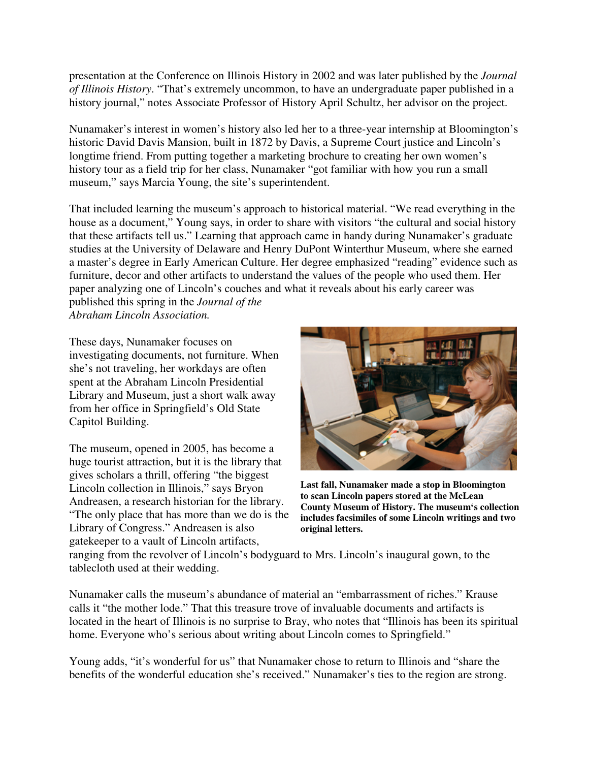presentation at the Conference on Illinois History in 2002 and was later published by the *Journal of Illinois History*. "That's extremely uncommon, to have an undergraduate paper published in a history journal," notes Associate Professor of History April Schultz, her advisor on the project.

Nunamaker's interest in women's history also led her to a three-year internship at Bloomington's historic David Davis Mansion, built in 1872 by Davis, a Supreme Court justice and Lincoln's longtime friend. From putting together a marketing brochure to creating her own women's history tour as a field trip for her class, Nunamaker "got familiar with how you run a small museum," says Marcia Young, the site's superintendent.

That included learning the museum's approach to historical material. "We read everything in the house as a document," Young says, in order to share with visitors "the cultural and social history that these artifacts tell us." Learning that approach came in handy during Nunamaker's graduate studies at the University of Delaware and Henry DuPont Winterthur Museum, where she earned a master's degree in Early American Culture. Her degree emphasized "reading" evidence such as furniture, decor and other artifacts to understand the values of the people who used them. Her paper analyzing one of Lincoln's couches and what it reveals about his early career was published this spring in the *Journal of the Abraham Lincoln Association.*

These days, Nunamaker focuses on investigating documents, not furniture. When she's not traveling, her workdays are often spent at the Abraham Lincoln Presidential Library and Museum, just a short walk away from her office in Springfield's Old State Capitol Building.

The museum, opened in 2005, has become a huge tourist attraction, but it is the library that gives scholars a thrill, offering "the biggest Lincoln collection in Illinois," says Bryon Andreasen, a research historian for the library. "The only place that has more than we do is the Library of Congress." Andreasen is also gatekeeper to a vault of Lincoln artifacts, ranging from the revolver of Lincoln's bodyguard to Mrs. Lincoln's inaugural gown, to the tablecloth used at their wedding.

**Last fall, Nunamaker made a stop in Bloomington to scan Lincoln papers stored at the McLean County Museum of History. The museum's collection includes facsimiles of some Lincoln writings and two original letters.**

Nunamaker calls the museum's abundance of material an "embarrassment of riches." Krause calls it "the mother lode." That this treasure trove of invaluable documents and artifacts is located in the heart of Illinois is no surprise to Bray, who notes that "Illinois has been its spiritual home. Everyone who's serious about writing about Lincoln comes to Springfield."

Young adds, "it's wonderful for us" that Nunamaker chose to return to Illinois and "share the benefits of the wonderful education she's received." Nunamaker's ties to the region are strong.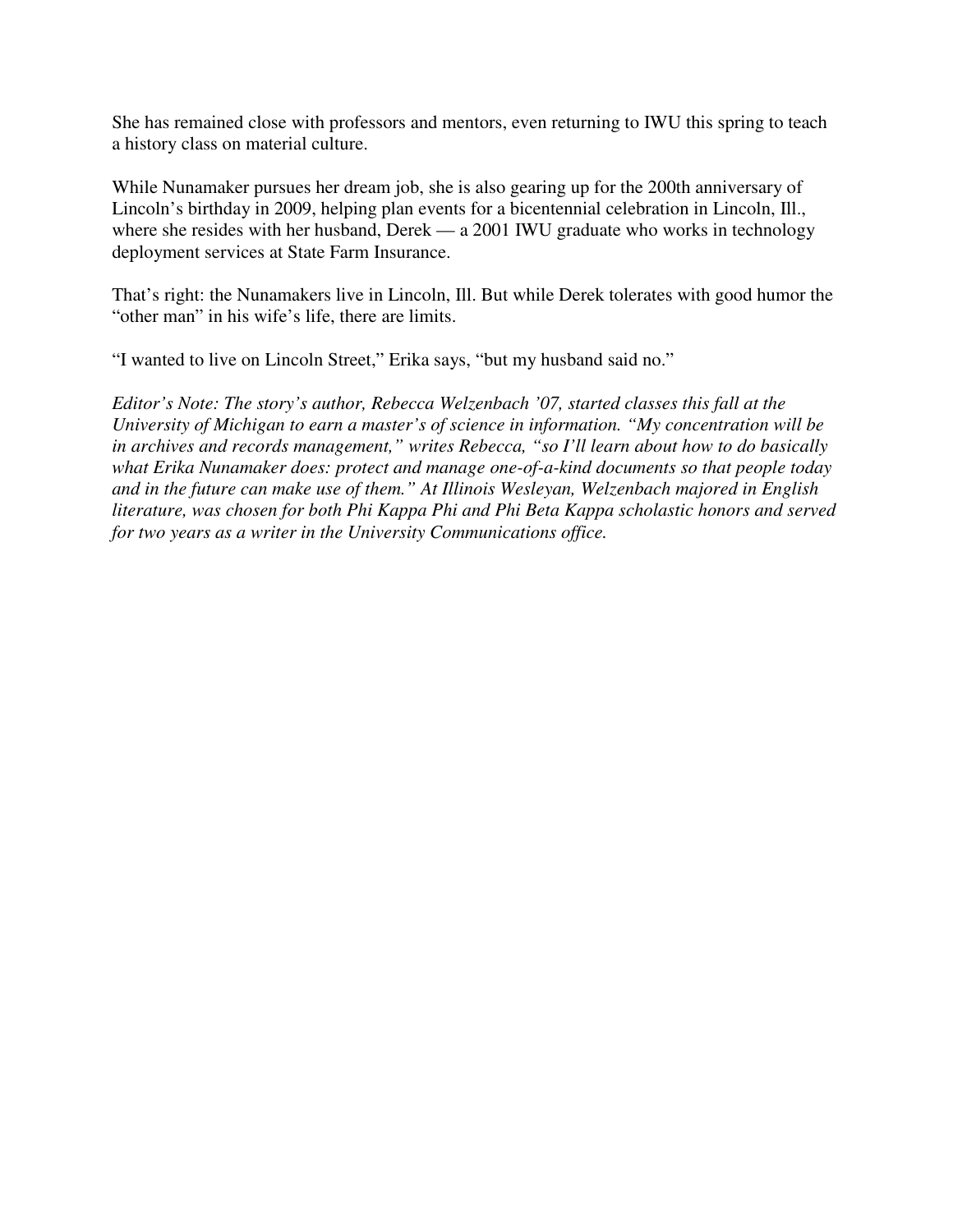She has remained close with professors and mentors, even returning to IWU this spring to teach a history class on material culture.

While Nunamaker pursues her dream job, she is also gearing up for the 200th anniversary of Lincoln's birthday in 2009, helping plan events for a bicentennial celebration in Lincoln, Ill., where she resides with her husband, Derek — a 2001 IWU graduate who works in technology deployment services at State Farm Insurance.

That's right: the Nunamakers live in Lincoln, Ill. But while Derek tolerates with good humor the "other man" in his wife's life, there are limits.

"I wanted to live on Lincoln Street," Erika says, "but my husband said no."

*Editor's Note: The story's author, Rebecca Welzenbach '07, started classes this fall at the University of Michigan to earn a master's of science in information. "My concentration will be in archives and records management," writes Rebecca, "so I'll learn about how to do basically what Erika Nunamaker does: protect and manage one-of-a-kind documents so that people today and in the future can make use of them." At Illinois Wesleyan, Welzenbach majored in English literature, was chosen for both Phi Kappa Phi and Phi Beta Kappa scholastic honors and served for two years as a writer in the University Communications office.*